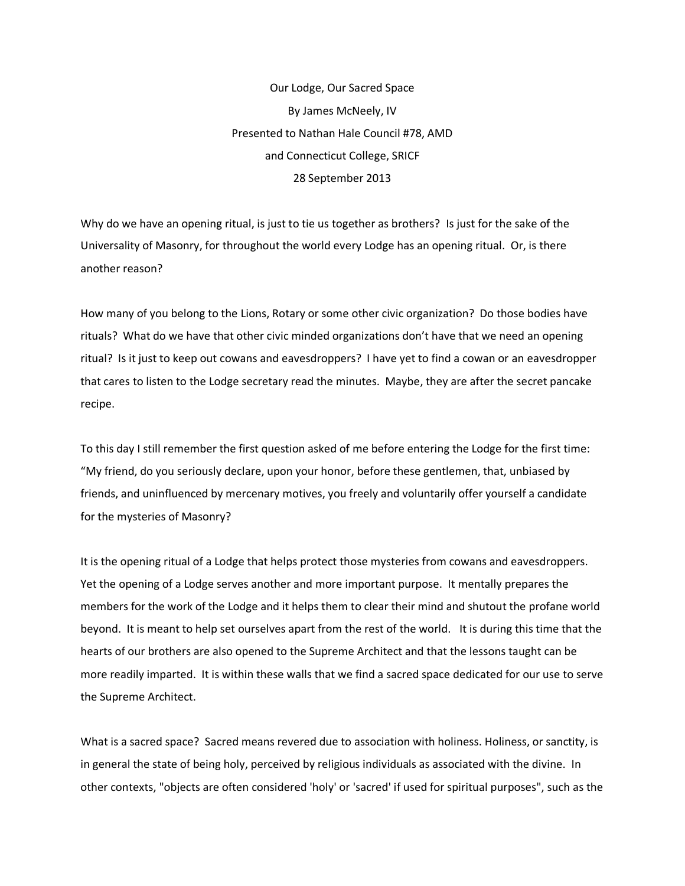# Our Lodge, Our Sacred Space

By James McNeely, IV

Presented to Nathan Hale Council #78, AMD

and Connecticut College, SRICF

28 September 2013

Why do we have an opening ritual, is just to tie us together as brothers? Is just for the sake of the Universality of Masonry, for throughout the world every Lodge has an opening ritual. Or, is there another reason?

How many of you belong to the Lions, Rotary or some other civic organization? Do those bodies have rituals? What do we have that other civic minded organizations don't have that we need an opening ritual? Is it just to keep out cowans and eavesdroppers? I have yet to find a cowan or an eavesdropper that cares to listen to the Lodge secretary read the minutes. Maybe, they are after the secret pancake recipe.

To this day I still remember the first question asked of me before entering the Lodge for the first time: "My friend, do you seriously declare, upon your honor, before these gentlemen, that, unbiased by friends, and uninfluenced by mercenary motives, you freely and voluntarily offer yourself a candidate for the mysteries of Masonry?

It is the opening ritual of a Lodge that helps protect those mysteries from cowans and eavesdroppers. Yet the opening of a Lodge serves another and more important purpose. It mentally prepares the members for the work of the Lodge and it helps them to clear their mind and shutout the profane world beyond. It is meant to help set ourselves apart from the rest of the world. It is during this time that the hearts of our brothers are also opened to the Supreme Architect and that the lessons taught can be more readily imparted. It is within these walls that we find a sacred space dedicated for our use to serve the Supreme Architect.

What is a sacred space? Sacred means revered due to association with holiness. Holiness, or sanctity, is in general the state of being holy, perceived by religious individuals as associated with the divine. In other contexts, "objects are often considered 'holy' or 'sacred' if used for spiritual purposes", such as the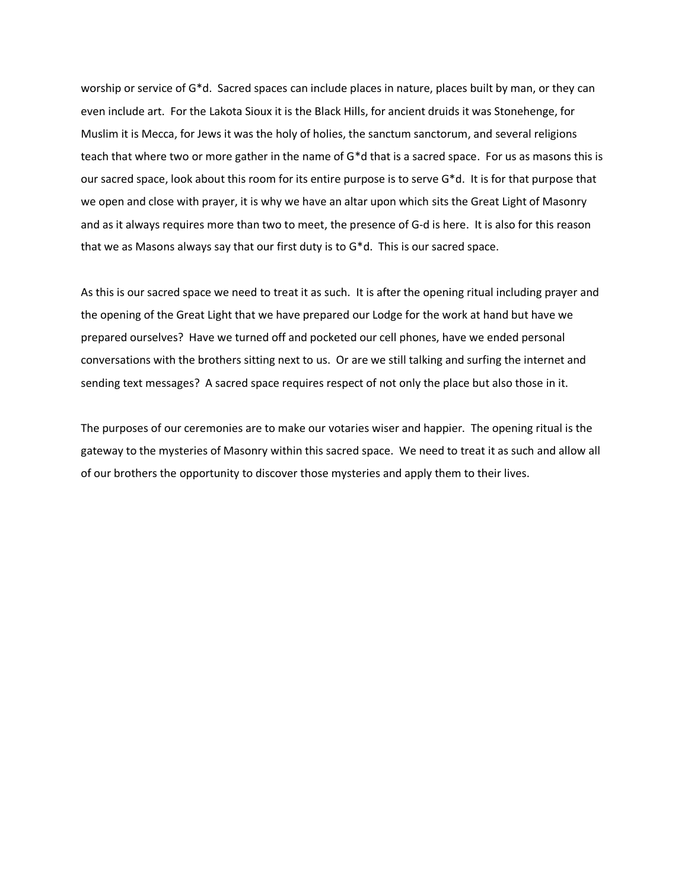worship or service of G*d. Sacred spaces can include places in nature, places built by man, or they can even include art. For the Lakota Sioux it is the Black Hills, for ancient druids it was Stonehenge, for Muslim it is Mecca, for Jews it was the holy of holies, the sanctum sanctorum, and several religions teach that where two or more gather in the name of G*d that is a sacred space. For us as masons this is our sacred space, look about this room for its entire purpose is to serve G*d. It is for that purpose that we open and close with prayer, it is why we have an altar upon which sits the Great Light of Masonry and as it always requires more than two to meet, the presence of G-d is here. It is also for this reason that we as Masons always say that our first duty is to G*d. This is our sacred space.

As this is our sacred space we need to treat it as such. It is after the opening ritual including prayer and the opening of the Great Light that we have prepared our Lodge for the work at hand but have we prepared ourselves? Have we turned off and pocketed our cell phones, have we ended personal conversations with the brothers sitting next to us. Or are we still talking and surfing the internet and sending text messages? A sacred space requires respect of not only the place but also those in it.

The purposes of our ceremonies are to make our votaries wiser and happier. The opening ritual is the gateway to the mysteries of Masonry within this sacred space. We need to treat it as such and allow all of our brothers the opportunity to discover those mysteries and apply them to their lives.